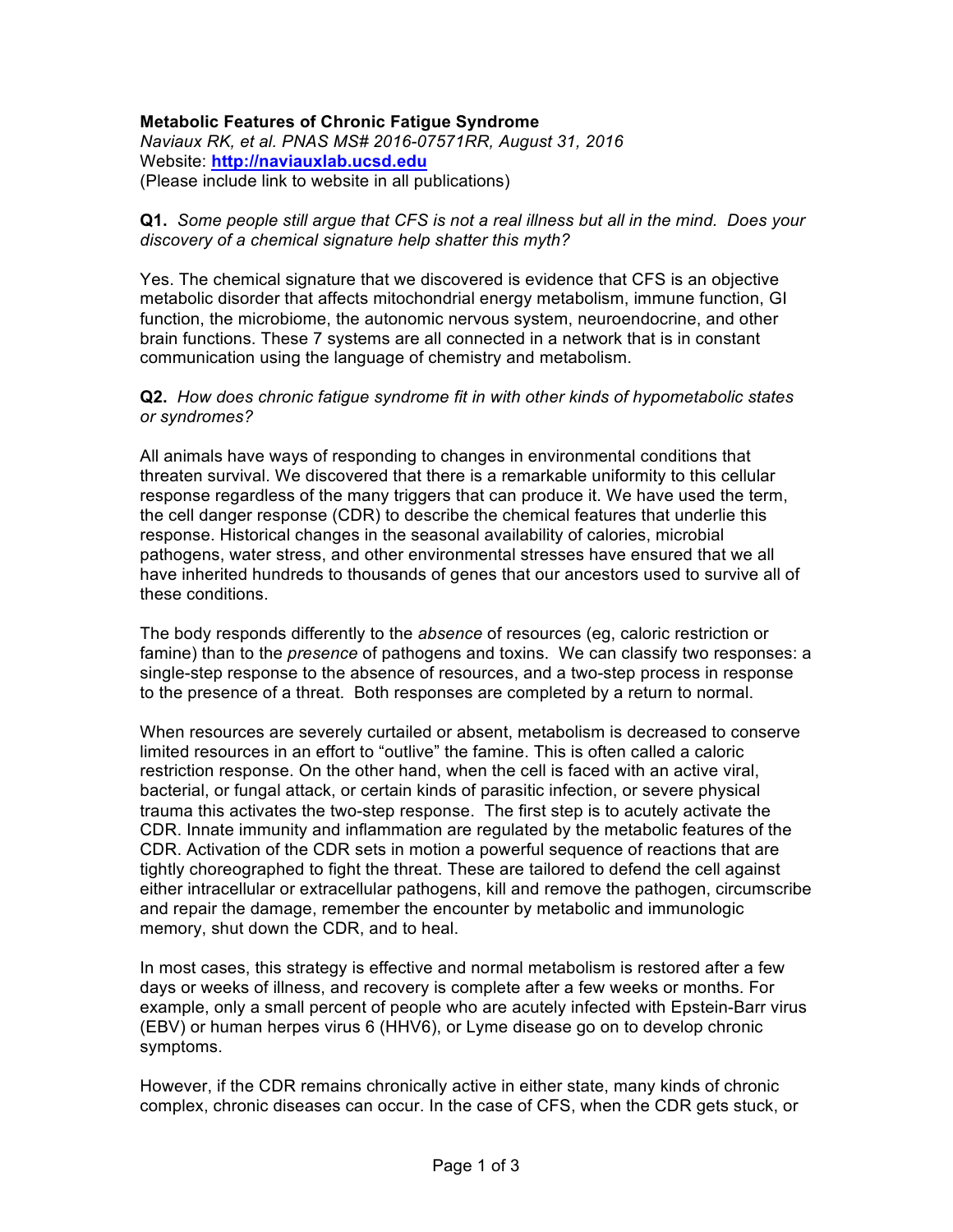**Metabolic Features of Chronic Fatigue Syndrome**
*Naviaux RK, et al. PNAS MS# 2016-07571RR, August 31, 2016*
Website: **http://naviauxlab.ucsd.edu**
(Please include link to website in all publications)

**Q1.** *Some people still argue that CFS is not a real illness but all in the mind. Does your discovery of a chemical signature help shatter this myth?*

Yes. The chemical signature that we discovered is evidence that CFS is an objective metabolic disorder that affects mitochondrial energy metabolism, immune function, GI function, the microbiome, the autonomic nervous system, neuroendocrine, and other brain functions. These 7 systems are all connected in a network that is in constant communication using the language of chemistry and metabolism.

**Q2.** *How does chronic fatigue syndrome fit in with other kinds of hypometabolic states or syndromes?*

All animals have ways of responding to changes in environmental conditions that threaten survival. We discovered that there is a remarkable uniformity to this cellular response regardless of the many triggers that can produce it. We have used the term, the cell danger response (CDR) to describe the chemical features that underlie this response. Historical changes in the seasonal availability of calories, microbial pathogens, water stress, and other environmental stresses have ensured that we all have inherited hundreds to thousands of genes that our ancestors used to survive all of these conditions.

The body responds differently to the *absence* of resources (eg, caloric restriction or famine) than to the *presence* of pathogens and toxins. We can classify two responses: a single-step response to the absence of resources, and a two-step process in response to the presence of a threat. Both responses are completed by a return to normal.

When resources are severely curtailed or absent, metabolism is decreased to conserve limited resources in an effort to "outlive" the famine. This is often called a caloric restriction response. On the other hand, when the cell is faced with an active viral, bacterial, or fungal attack, or certain kinds of parasitic infection, or severe physical trauma this activates the two-step response. The first step is to acutely activate the CDR. Innate immunity and inflammation are regulated by the metabolic features of the CDR. Activation of the CDR sets in motion a powerful sequence of reactions that are tightly choreographed to fight the threat. These are tailored to defend the cell against either intracellular or extracellular pathogens, kill and remove the pathogen, circumscribe and repair the damage, remember the encounter by metabolic and immunologic memory, shut down the CDR, and to heal.

In most cases, this strategy is effective and normal metabolism is restored after a few days or weeks of illness, and recovery is complete after a few weeks or months. For example, only a small percent of people who are acutely infected with Epstein-Barr virus (EBV) or human herpes virus 6 (HHV6), or Lyme disease go on to develop chronic symptoms.

However, if the CDR remains chronically active in either state, many kinds of chronic complex, chronic diseases can occur. In the case of CFS, when the CDR gets stuck, or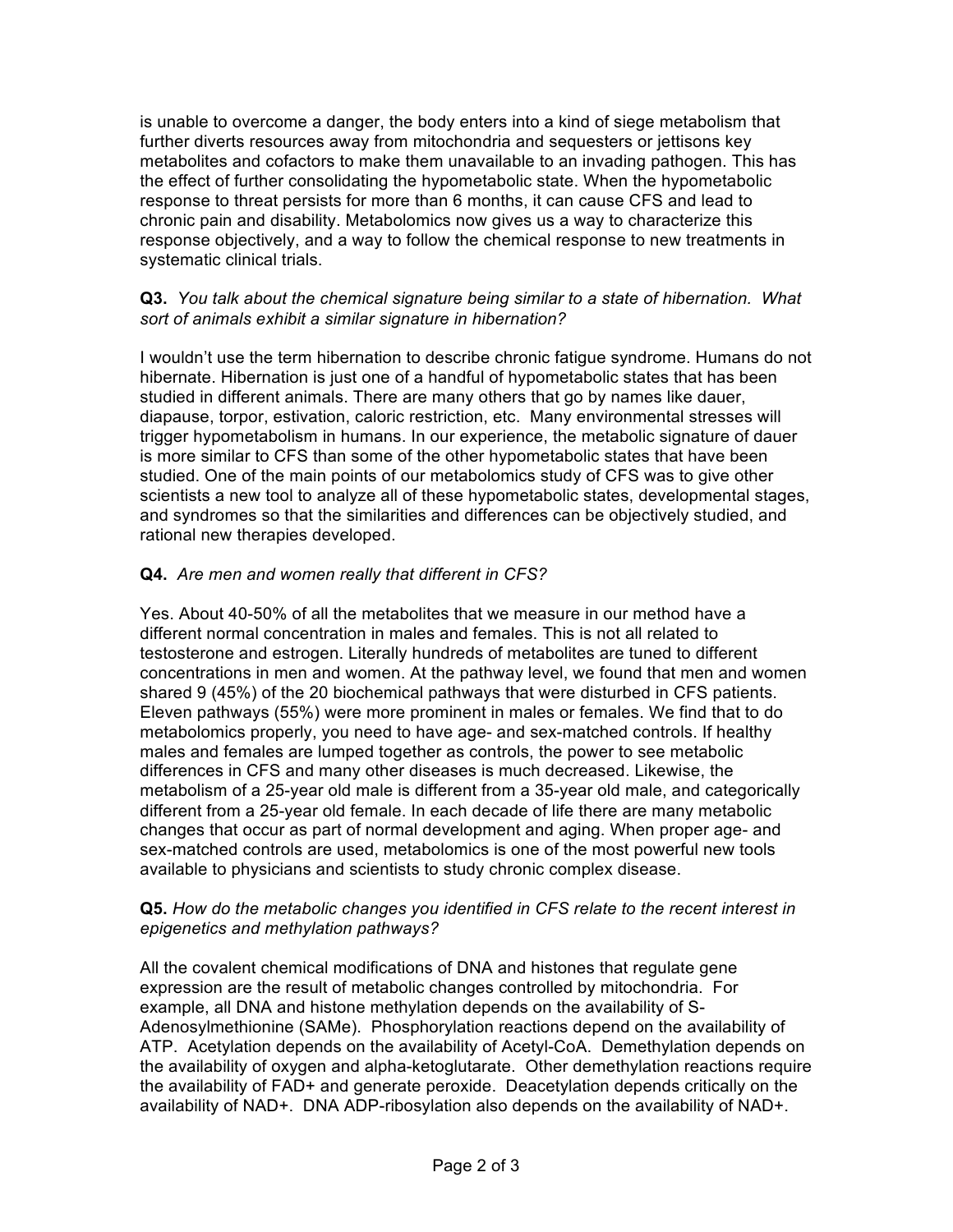is unable to overcome a danger, the body enters into a kind of siege metabolism that further diverts resources away from mitochondria and sequesters or jettisons key metabolites and cofactors to make them unavailable to an invading pathogen. This has the effect of further consolidating the hypometabolic state. When the hypometabolic response to threat persists for more than 6 months, it can cause CFS and lead to chronic pain and disability. Metabolomics now gives us a way to characterize this response objectively, and a way to follow the chemical response to new treatments in systematic clinical trials.

**Q3.** *You talk about the chemical signature being similar to a state of hibernation. What sort of animals exhibit a similar signature in hibernation?*

I wouldn't use the term hibernation to describe chronic fatigue syndrome. Humans do not hibernate. Hibernation is just one of a handful of hypometabolic states that has been studied in different animals. There are many others that go by names like dauer, diapause, torpor, estivation, caloric restriction, etc. Many environmental stresses will trigger hypometabolism in humans. In our experience, the metabolic signature of dauer is more similar to CFS than some of the other hypometabolic states that have been studied. One of the main points of our metabolomics study of CFS was to give other scientists a new tool to analyze all of these hypometabolic states, developmental stages, and syndromes so that the similarities and differences can be objectively studied, and rational new therapies developed.

**Q4.** *Are men and women really that different in CFS?*

Yes. About 40-50% of all the metabolites that we measure in our method have a different normal concentration in males and females. This is not all related to testosterone and estrogen. Literally hundreds of metabolites are tuned to different concentrations in men and women. At the pathway level, we found that men and women shared 9 (45%) of the 20 biochemical pathways that were disturbed in CFS patients. Eleven pathways (55%) were more prominent in males or females. We find that to do metabolomics properly, you need to have age- and sex-matched controls. If healthy males and females are lumped together as controls, the power to see metabolic differences in CFS and many other diseases is much decreased. Likewise, the metabolism of a 25-year old male is different from a 35-year old male, and categorically different from a 25-year old female. In each decade of life there are many metabolic changes that occur as part of normal development and aging. When proper age- and sex-matched controls are used, metabolomics is one of the most powerful new tools available to physicians and scientists to study chronic complex disease.

**Q5.** *How do the metabolic changes you identified in CFS relate to the recent interest in epigenetics and methylation pathways?*

All the covalent chemical modifications of DNA and histones that regulate gene expression are the result of metabolic changes controlled by mitochondria. For example, all DNA and histone methylation depends on the availability of S-Adenosylmethionine (SAMe). Phosphorylation reactions depend on the availability of ATP. Acetylation depends on the availability of Acetyl-CoA. Demethylation depends on the availability of oxygen and alpha-ketoglutarate. Other demethylation reactions require the availability of FAD+ and generate peroxide. Deacetylation depends critically on the availability of NAD+. DNA ADP-ribosylation also depends on the availability of NAD+.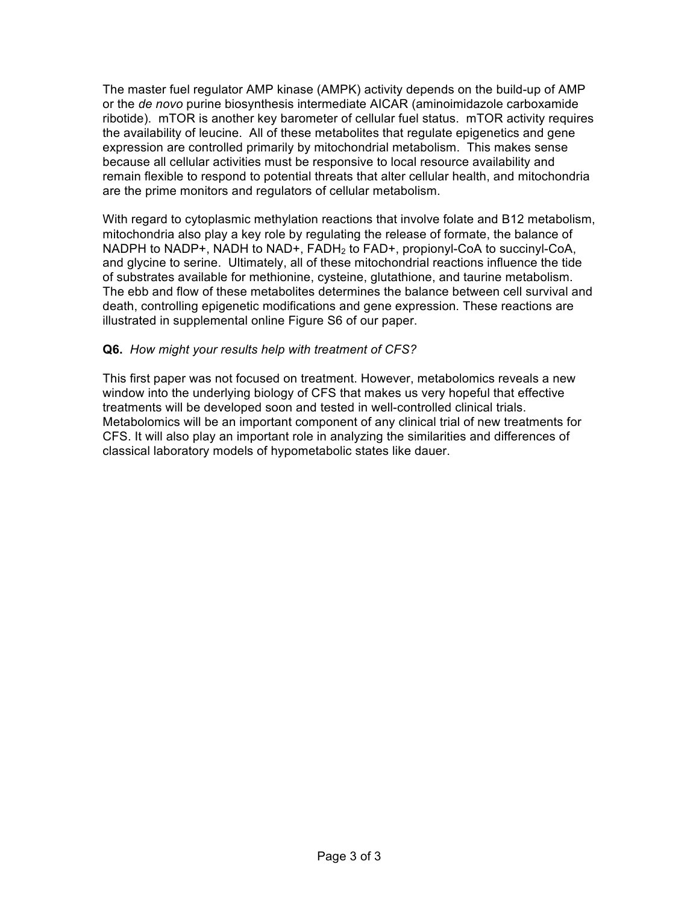The master fuel regulator AMP kinase (AMPK) activity depends on the build-up of AMP or the *de novo* purine biosynthesis intermediate AICAR (aminoimidazole carboxamide ribotide). mTOR is another key barometer of cellular fuel status. mTOR activity requires the availability of leucine. All of these metabolites that regulate epigenetics and gene expression are controlled primarily by mitochondrial metabolism. This makes sense because all cellular activities must be responsive to local resource availability and remain flexible to respond to potential threats that alter cellular health, and mitochondria are the prime monitors and regulators of cellular metabolism.

With regard to cytoplasmic methylation reactions that involve folate and B12 metabolism, mitochondria also play a key role by regulating the release of formate, the balance of NADPH to NADP+, NADH to NAD+, $FADH_2$ to FAD+, propionyl-CoA to succinyl-CoA, and glycine to serine. Ultimately, all of these mitochondrial reactions influence the tide of substrates available for methionine, cysteine, glutathione, and taurine metabolism. The ebb and flow of these metabolites determines the balance between cell survival and death, controlling epigenetic modifications and gene expression. These reactions are illustrated in supplemental online Figure S6 of our paper.

**Q6.** *How might your results help with treatment of CFS?*

This first paper was not focused on treatment. However, metabolomics reveals a new window into the underlying biology of CFS that makes us very hopeful that effective treatments will be developed soon and tested in well-controlled clinical trials. Metabolomics will be an important component of any clinical trial of new treatments for CFS. It will also play an important role in analyzing the similarities and differences of classical laboratory models of hypometabolic states like dauer.